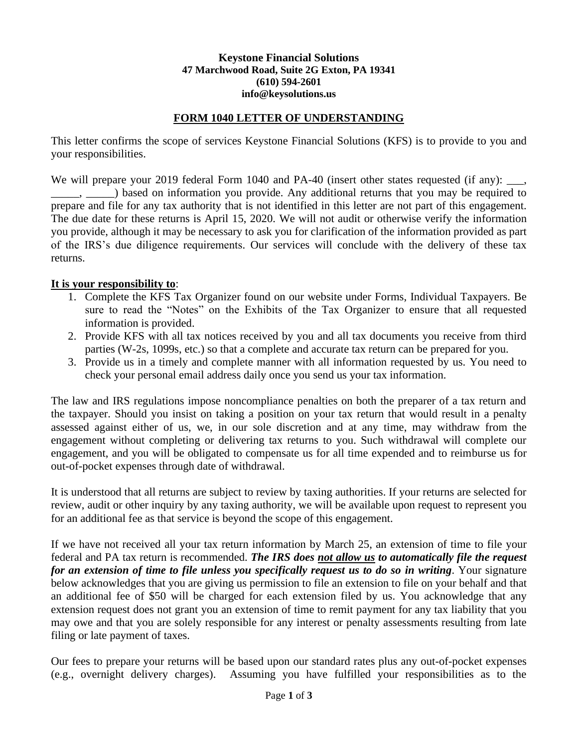**Keystone Financial Solutions**
**47 Marchwood Road, Suite 2G Exton, PA 19341**
**(610) 594-2601**
**info@keysolutions.us**

## FORM 1040 LETTER OF UNDERSTANDING

This letter confirms the scope of services Keystone Financial Solutions (KFS) is to provide to you and your responsibilities.

We will prepare your 2019 federal Form 1040 and PA-40 (insert other states requested (if any): ___, _____, _____) based on information you provide. Any additional returns that you may be required to prepare and file for any tax authority that is not identified in this letter are not part of this engagement. The due date for these returns is April 15, 2020. We will not audit or otherwise verify the information you provide, although it may be necessary to ask you for clarification of the information provided as part of the IRS's due diligence requirements. Our services will conclude with the delivery of these tax returns.

**It is your responsibility to**:

1. Complete the KFS Tax Organizer found on our website under Forms, Individual Taxpayers. Be sure to read the "Notes" on the Exhibits of the Tax Organizer to ensure that all requested information is provided.
2. Provide KFS with all tax notices received by you and all tax documents you receive from third parties (W-2s, 1099s, etc.) so that a complete and accurate tax return can be prepared for you.
3. Provide us in a timely and complete manner with all information requested by us. You need to check your personal email address daily once you send us your tax information.

The law and IRS regulations impose noncompliance penalties on both the preparer of a tax return and the taxpayer. Should you insist on taking a position on your tax return that would result in a penalty assessed against either of us, we, in our sole discretion and at any time, may withdraw from the engagement without completing or delivering tax returns to you. Such withdrawal will complete our engagement, and you will be obligated to compensate us for all time expended and to reimburse us for out-of-pocket expenses through date of withdrawal.

It is understood that all returns are subject to review by taxing authorities. If your returns are selected for review, audit or other inquiry by any taxing authority, we will be available upon request to represent you for an additional fee as that service is beyond the scope of this engagement.

If we have not received all your tax return information by March 25, an extension of time to file your federal and PA tax return is recommended. ***The IRS does not allow us to automatically file the request for an extension of time to file unless you specifically request us to do so in writing***. Your signature below acknowledges that you are giving us permission to file an extension to file on your behalf and that an additional fee of $50 will be charged for each extension filed by us. You acknowledge that any extension request does not grant you an extension of time to remit payment for any tax liability that you may owe and that you are solely responsible for any interest or penalty assessments resulting from late filing or late payment of taxes.

Our fees to prepare your returns will be based upon our standard rates plus any out-of-pocket expenses (e.g., overnight delivery charges). Assuming you have fulfilled your responsibilities as to the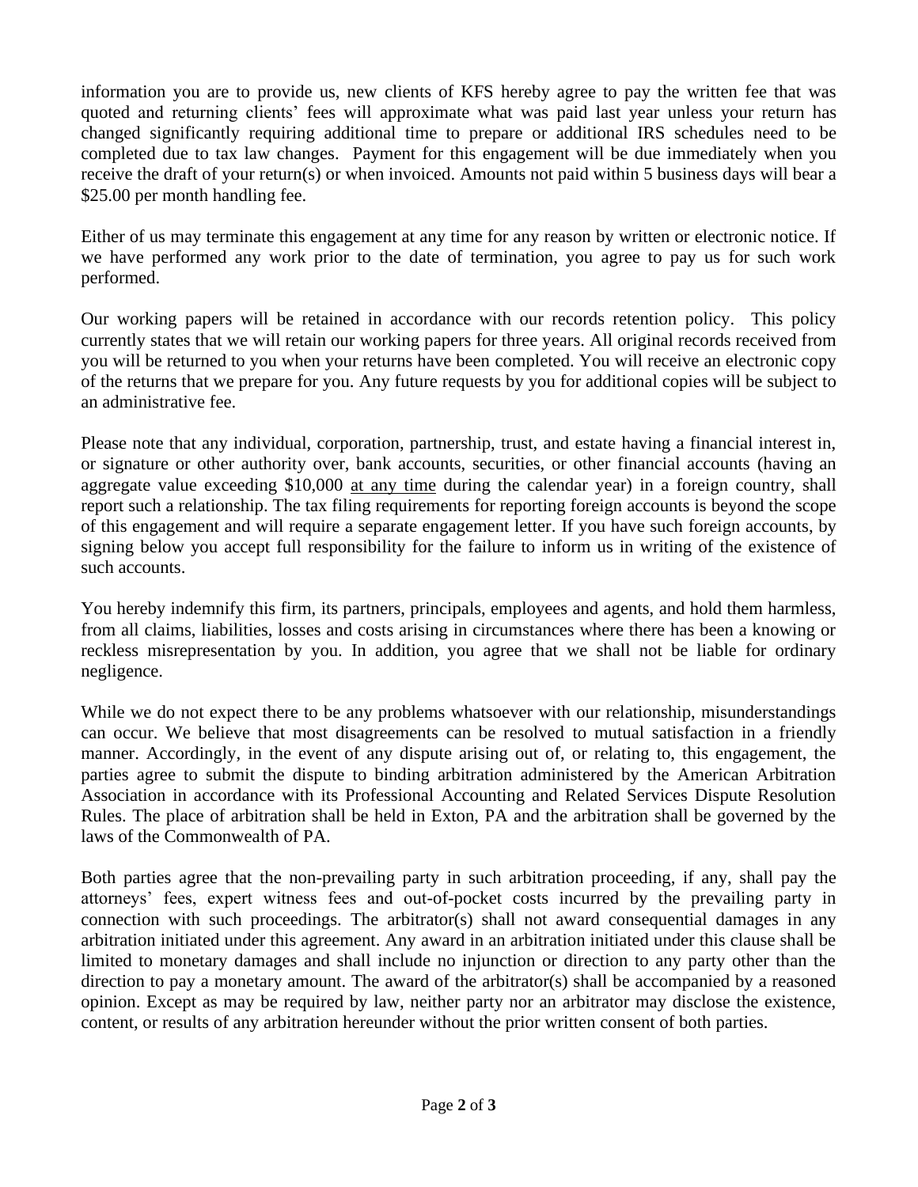information you are to provide us, new clients of KFS hereby agree to pay the written fee that was quoted and returning clients' fees will approximate what was paid last year unless your return has changed significantly requiring additional time to prepare or additional IRS schedules need to be completed due to tax law changes. Payment for this engagement will be due immediately when you receive the draft of your return(s) or when invoiced. Amounts not paid within 5 business days will bear a $25.00 per month handling fee.

Either of us may terminate this engagement at any time for any reason by written or electronic notice. If we have performed any work prior to the date of termination, you agree to pay us for such work performed.

Our working papers will be retained in accordance with our records retention policy. This policy currently states that we will retain our working papers for three years. All original records received from you will be returned to you when your returns have been completed. You will receive an electronic copy of the returns that we prepare for you. Any future requests by you for additional copies will be subject to an administrative fee.

Please note that any individual, corporation, partnership, trust, and estate having a financial interest in, or signature or other authority over, bank accounts, securities, or other financial accounts (having an aggregate value exceeding $10,000 <u>at any time</u> during the calendar year) in a foreign country, shall report such a relationship. The tax filing requirements for reporting foreign accounts is beyond the scope of this engagement and will require a separate engagement letter. If you have such foreign accounts, by signing below you accept full responsibility for the failure to inform us in writing of the existence of such accounts.

You hereby indemnify this firm, its partners, principals, employees and agents, and hold them harmless, from all claims, liabilities, losses and costs arising in circumstances where there has been a knowing or reckless misrepresentation by you. In addition, you agree that we shall not be liable for ordinary negligence.

While we do not expect there to be any problems whatsoever with our relationship, misunderstandings can occur. We believe that most disagreements can be resolved to mutual satisfaction in a friendly manner. Accordingly, in the event of any dispute arising out of, or relating to, this engagement, the parties agree to submit the dispute to binding arbitration administered by the American Arbitration Association in accordance with its Professional Accounting and Related Services Dispute Resolution Rules. The place of arbitration shall be held in Exton, PA and the arbitration shall be governed by the laws of the Commonwealth of PA.

Both parties agree that the non-prevailing party in such arbitration proceeding, if any, shall pay the attorneys' fees, expert witness fees and out-of-pocket costs incurred by the prevailing party in connection with such proceedings. The arbitrator(s) shall not award consequential damages in any arbitration initiated under this agreement. Any award in an arbitration initiated under this clause shall be limited to monetary damages and shall include no injunction or direction to any party other than the direction to pay a monetary amount. The award of the arbitrator(s) shall be accompanied by a reasoned opinion. Except as may be required by law, neither party nor an arbitrator may disclose the existence, content, or results of any arbitration hereunder without the prior written consent of both parties.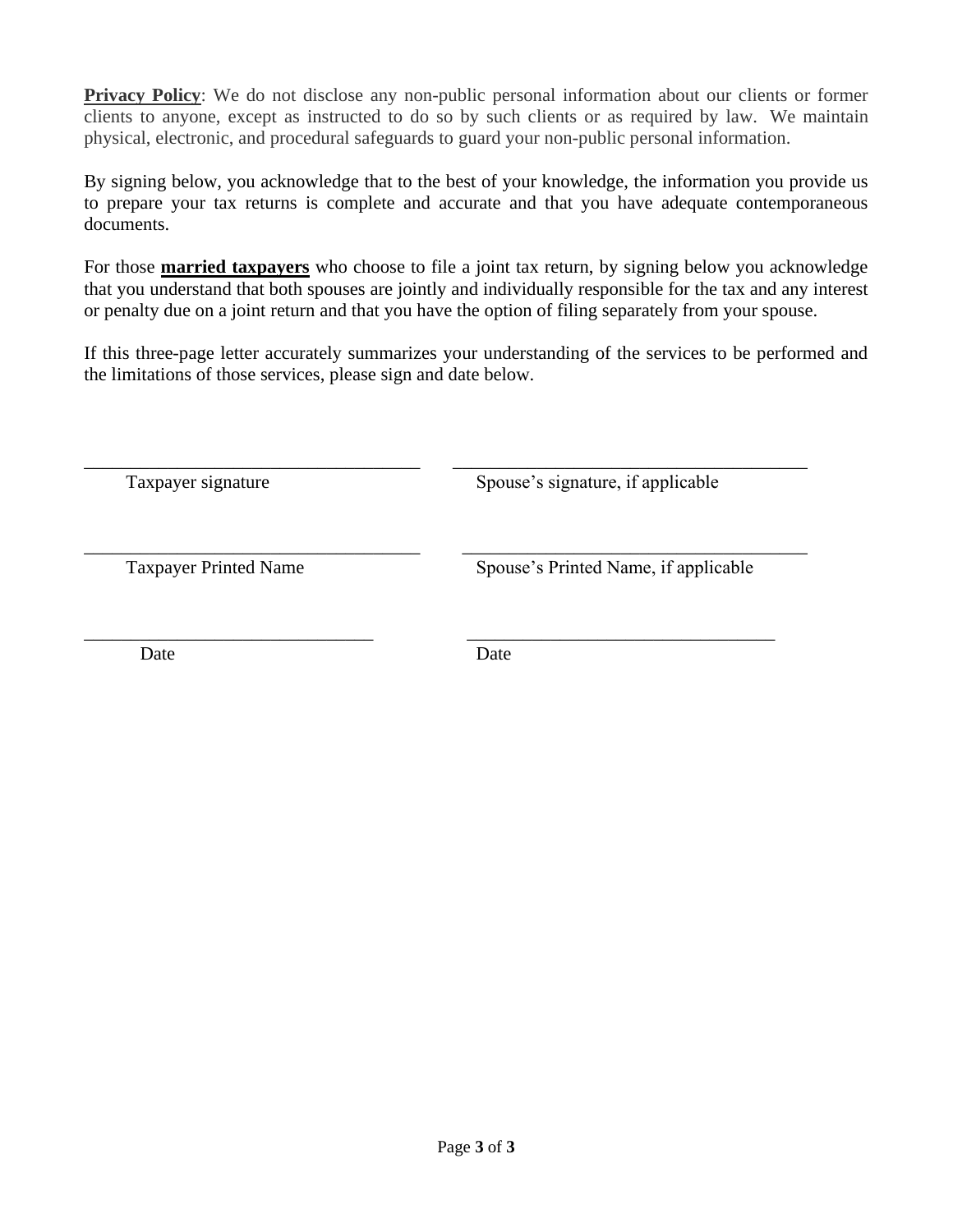**Privacy Policy**: We do not disclose any non-public personal information about our clients or former clients to anyone, except as instructed to do so by such clients or as required by law. We maintain physical, electronic, and procedural safeguards to guard your non-public personal information.

By signing below, you acknowledge that to the best of your knowledge, the information you provide us to prepare your tax returns is complete and accurate and that you have adequate contemporaneous documents.

For those **married taxpayers** who choose to file a joint tax return, by signing below you acknowledge that you understand that both spouses are jointly and individually responsible for the tax and any interest or penalty due on a joint return and that you have the option of filing separately from your spouse.

If this three-page letter accurately summarizes your understanding of the services to be performed and the limitations of those services, please sign and date below.

\_\_\_\_\_\_\_\_\_\_\_\_\_\_\_\_\_\_\_\_\_\_\_\_\_\_\_\_\_\_\_\_\_\_\_ \_\_\_\_\_\_\_\_\_\_\_\_\_\_\_\_\_\_\_\_\_\_\_\_\_\_\_\_\_\_\_\_\_\_\_\_\_

Taxpayer signature Spouse's signature, if applicable

\_\_\_\_\_\_\_\_\_\_\_\_\_\_\_\_\_\_\_\_\_\_\_\_\_\_\_\_\_\_\_\_\_\_\_ \_\_\_\_\_\_\_\_\_\_\_\_\_\_\_\_\_\_\_\_\_\_\_\_\_\_\_\_\_\_\_\_\_\_\_\_\_

Taxpayer Printed Name Spouse's Printed Name, if applicable

\_\_\_\_\_\_\_\_\_\_\_\_\_\_\_\_\_\_\_\_\_\_\_\_\_\_\_\_\_\_ \_\_\_\_\_\_\_\_\_\_\_\_\_\_\_\_\_\_\_\_\_\_\_\_\_\_\_\_\_\_\_\_\_

Date Date